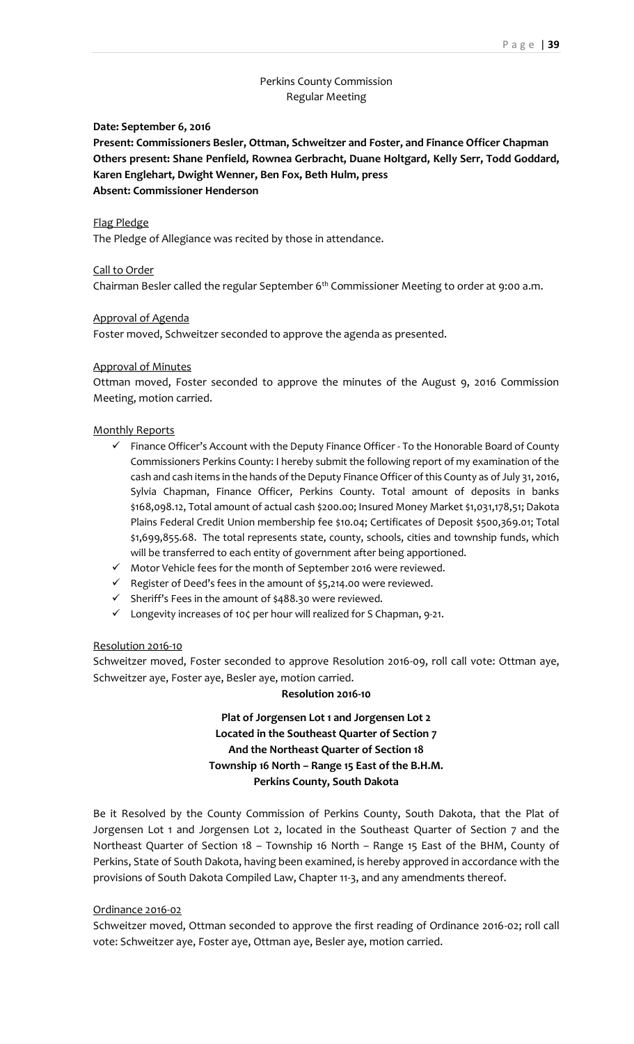Perkins County Commission
Regular Meeting

**Date: September 6, 2016**
**Present: Commissioners Besler, Ottman, Schweitzer and Foster, and Finance Officer Chapman**
**Others present: Shane Penfield, Rownea Gerbracht, Duane Holtgard, Kelly Serr, Todd Goddard, Karen Englehart, Dwight Wenner, Ben Fox, Beth Hulm, press**
**Absent: Commissioner Henderson**

Flag Pledge

The Pledge of Allegiance was recited by those in attendance.

Call to Order

Chairman Besler called the regular September 6th Commissioner Meeting to order at 9:00 a.m.

Approval of Agenda

Foster moved, Schweitzer seconded to approve the agenda as presented.

Approval of Minutes

Ottman moved, Foster seconded to approve the minutes of the August 9, 2016 Commission Meeting, motion carried.

Monthly Reports

- ✓ Finance Officer's Account with the Deputy Finance Officer - To the Honorable Board of County Commissioners Perkins County: I hereby submit the following report of my examination of the cash and cash items in the hands of the Deputy Finance Officer of this County as of July 31, 2016, Sylvia Chapman, Finance Officer, Perkins County. Total amount of deposits in banks $168,098.12, Total amount of actual cash $200.00; Insured Money Market $1,031,178,51; Dakota Plains Federal Credit Union membership fee $10.04; Certificates of Deposit $500,369.01; Total $1,699,855.68. The total represents state, county, schools, cities and township funds, which will be transferred to each entity of government after being apportioned.
- ✓ Motor Vehicle fees for the month of September 2016 were reviewed.
- ✓ Register of Deed's fees in the amount of $5,214.00 were reviewed.
- ✓ Sheriff's Fees in the amount of $488.30 were reviewed.
- ✓ Longevity increases of 10¢ per hour will realized for S Chapman, 9-21.

Resolution 2016-10

Schweitzer moved, Foster seconded to approve Resolution 2016-09, roll call vote: Ottman aye, Schweitzer aye, Foster aye, Besler aye, motion carried.

**Resolution 2016-10**

**Plat of Jorgensen Lot 1 and Jorgensen Lot 2**
**Located in the Southeast Quarter of Section 7**
**And the Northeast Quarter of Section 18**
**Township 16 North – Range 15 East of the B.H.M.**
**Perkins County, South Dakota**

Be it Resolved by the County Commission of Perkins County, South Dakota, that the Plat of Jorgensen Lot 1 and Jorgensen Lot 2, located in the Southeast Quarter of Section 7 and the Northeast Quarter of Section 18 – Township 16 North – Range 15 East of the BHM, County of Perkins, State of South Dakota, having been examined, is hereby approved in accordance with the provisions of South Dakota Compiled Law, Chapter 11-3, and any amendments thereof.

Ordinance 2016-02

Schweitzer moved, Ottman seconded to approve the first reading of Ordinance 2016-02; roll call vote: Schweitzer aye, Foster aye, Ottman aye, Besler aye, motion carried.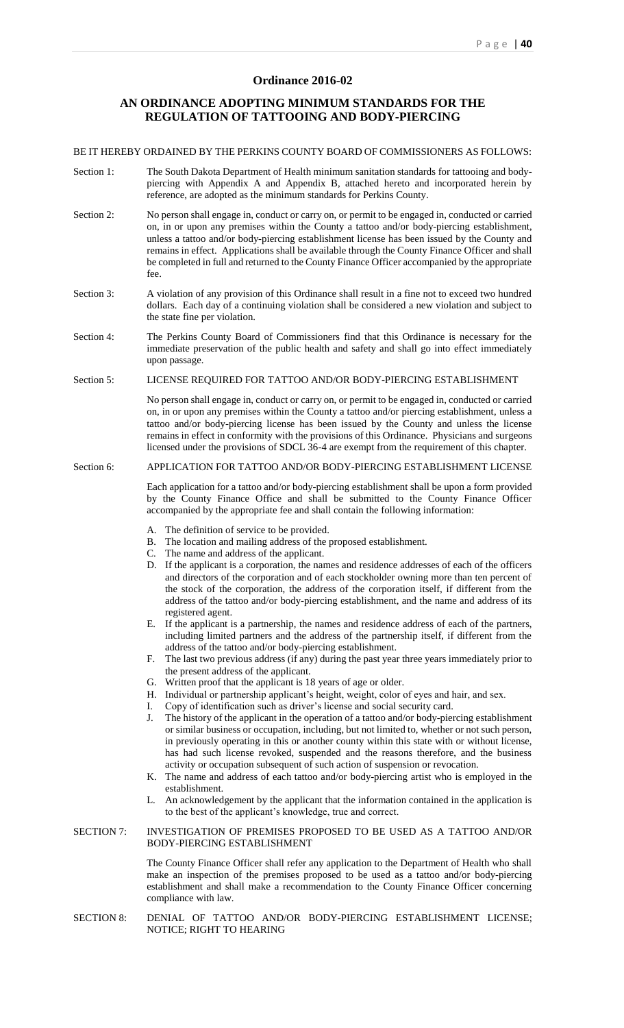## Ordinance 2016-02

## AN ORDINANCE ADOPTING MINIMUM STANDARDS FOR THE REGULATION OF TATTOOING AND BODY-PIERCING

BE IT HEREBY ORDAINED BY THE PERKINS COUNTY BOARD OF COMMISSIONERS AS FOLLOWS:

Section 1: The South Dakota Department of Health minimum sanitation standards for tattooing and body-piercing with Appendix A and Appendix B, attached hereto and incorporated herein by reference, are adopted as the minimum standards for Perkins County.

Section 2: No person shall engage in, conduct or carry on, or permit to be engaged in, conducted or carried on, in or upon any premises within the County a tattoo and/or body-piercing establishment, unless a tattoo and/or body-piercing establishment license has been issued by the County and remains in effect. Applications shall be available through the County Finance Officer and shall be completed in full and returned to the County Finance Officer accompanied by the appropriate fee.

Section 3: A violation of any provision of this Ordinance shall result in a fine not to exceed two hundred dollars. Each day of a continuing violation shall be considered a new violation and subject to the state fine per violation.

Section 4: The Perkins County Board of Commissioners find that this Ordinance is necessary for the immediate preservation of the public health and safety and shall go into effect immediately upon passage.

Section 5: LICENSE REQUIRED FOR TATTOO AND/OR BODY-PIERCING ESTABLISHMENT

No person shall engage in, conduct or carry on, or permit to be engaged in, conducted or carried on, in or upon any premises within the County a tattoo and/or piercing establishment, unless a tattoo and/or body-piercing license has been issued by the County and unless the license remains in effect in conformity with the provisions of this Ordinance. Physicians and surgeons licensed under the provisions of SDCL 36-4 are exempt from the requirement of this chapter.

Section 6: APPLICATION FOR TATTOO AND/OR BODY-PIERCING ESTABLISHMENT LICENSE

Each application for a tattoo and/or body-piercing establishment shall be upon a form provided by the County Finance Office and shall be submitted to the County Finance Officer accompanied by the appropriate fee and shall contain the following information:

A. The definition of service to be provided.
B. The location and mailing address of the proposed establishment.
C. The name and address of the applicant.
D. If the applicant is a corporation, the names and residence addresses of each of the officers and directors of the corporation and of each stockholder owning more than ten percent of the stock of the corporation, the address of the corporation itself, if different from the address of the tattoo and/or body-piercing establishment, and the name and address of its registered agent.
E. If the applicant is a partnership, the names and residence address of each of the partners, including limited partners and the address of the partnership itself, if different from the address of the tattoo and/or body-piercing establishment.
F. The last two previous address (if any) during the past year three years immediately prior to the present address of the applicant.
G. Written proof that the applicant is 18 years of age or older.
H. Individual or partnership applicant's height, weight, color of eyes and hair, and sex.
I. Copy of identification such as driver's license and social security card.
J. The history of the applicant in the operation of a tattoo and/or body-piercing establishment or similar business or occupation, including, but not limited to, whether or not such person, in previously operating in this or another county within this state with or without license, has had such license revoked, suspended and the reasons therefore, and the business activity or occupation subsequent of such action of suspension or revocation.
K. The name and address of each tattoo and/or body-piercing artist who is employed in the establishment.
L. An acknowledgement by the applicant that the information contained in the application is to the best of the applicant's knowledge, true and correct.

SECTION 7: INVESTIGATION OF PREMISES PROPOSED TO BE USED AS A TATTOO AND/OR BODY-PIERCING ESTABLISHMENT

The County Finance Officer shall refer any application to the Department of Health who shall make an inspection of the premises proposed to be used as a tattoo and/or body-piercing establishment and shall make a recommendation to the County Finance Officer concerning compliance with law.

SECTION 8: DENIAL OF TATTOO AND/OR BODY-PIERCING ESTABLISHMENT LICENSE; NOTICE; RIGHT TO HEARING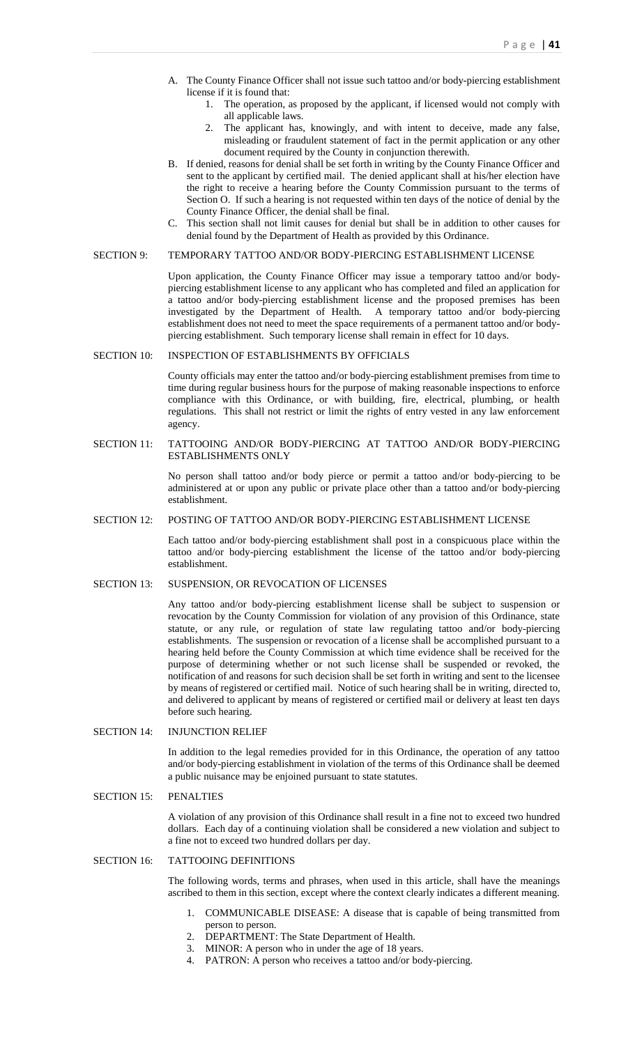A. The County Finance Officer shall not issue such tattoo and/or body-piercing establishment license if it is found that:
   1. The operation, as proposed by the applicant, if licensed would not comply with all applicable laws.
   2. The applicant has, knowingly, and with intent to deceive, made any false, misleading or fraudulent statement of fact in the permit application or any other document required by the County in conjunction therewith.

B. If denied, reasons for denial shall be set forth in writing by the County Finance Officer and sent to the applicant by certified mail. The denied applicant shall at his/her election have the right to receive a hearing before the County Commission pursuant to the terms of Section O. If such a hearing is not requested within ten days of the notice of denial by the County Finance Officer, the denial shall be final.

C. This section shall not limit causes for denial but shall be in addition to other causes for denial found by the Department of Health as provided by this Ordinance.

## SECTION 9: TEMPORARY TATTOO AND/OR BODY-PIERCING ESTABLISHMENT LICENSE

Upon application, the County Finance Officer may issue a temporary tattoo and/or body-piercing establishment license to any applicant who has completed and filed an application for a tattoo and/or body-piercing establishment license and the proposed premises has been investigated by the Department of Health. A temporary tattoo and/or body-piercing establishment does not need to meet the space requirements of a permanent tattoo and/or body-piercing establishment. Such temporary license shall remain in effect for 10 days.

## SECTION 10: INSPECTION OF ESTABLISHMENTS BY OFFICIALS

County officials may enter the tattoo and/or body-piercing establishment premises from time to time during regular business hours for the purpose of making reasonable inspections to enforce compliance with this Ordinance, or with building, fire, electrical, plumbing, or health regulations. This shall not restrict or limit the rights of entry vested in any law enforcement agency.

## SECTION 11: TATTOOING AND/OR BODY-PIERCING AT TATTOO AND/OR BODY-PIERCING ESTABLISHMENTS ONLY

No person shall tattoo and/or body pierce or permit a tattoo and/or body-piercing to be administered at or upon any public or private place other than a tattoo and/or body-piercing establishment.

## SECTION 12: POSTING OF TATTOO AND/OR BODY-PIERCING ESTABLISHMENT LICENSE

Each tattoo and/or body-piercing establishment shall post in a conspicuous place within the tattoo and/or body-piercing establishment the license of the tattoo and/or body-piercing establishment.

## SECTION 13: SUSPENSION, OR REVOCATION OF LICENSES

Any tattoo and/or body-piercing establishment license shall be subject to suspension or revocation by the County Commission for violation of any provision of this Ordinance, state statute, or any rule, or regulation of state law regulating tattoo and/or body-piercing establishments. The suspension or revocation of a license shall be accomplished pursuant to a hearing held before the County Commission at which time evidence shall be received for the purpose of determining whether or not such license shall be suspended or revoked, the notification of and reasons for such decision shall be set forth in writing and sent to the licensee by means of registered or certified mail. Notice of such hearing shall be in writing, directed to, and delivered to applicant by means of registered or certified mail or delivery at least ten days before such hearing.

## SECTION 14: INJUNCTION RELIEF

In addition to the legal remedies provided for in this Ordinance, the operation of any tattoo and/or body-piercing establishment in violation of the terms of this Ordinance shall be deemed a public nuisance may be enjoined pursuant to state statutes.

## SECTION 15: PENALTIES

A violation of any provision of this Ordinance shall result in a fine not to exceed two hundred dollars. Each day of a continuing violation shall be considered a new violation and subject to a fine not to exceed two hundred dollars per day.

## SECTION 16: TATTOOING DEFINITIONS

The following words, terms and phrases, when used in this article, shall have the meanings ascribed to them in this section, except where the context clearly indicates a different meaning.

1. COMMUNICABLE DISEASE: A disease that is capable of being transmitted from person to person.
2. DEPARTMENT: The State Department of Health.
3. MINOR: A person who in under the age of 18 years.
4. PATRON: A person who receives a tattoo and/or body-piercing.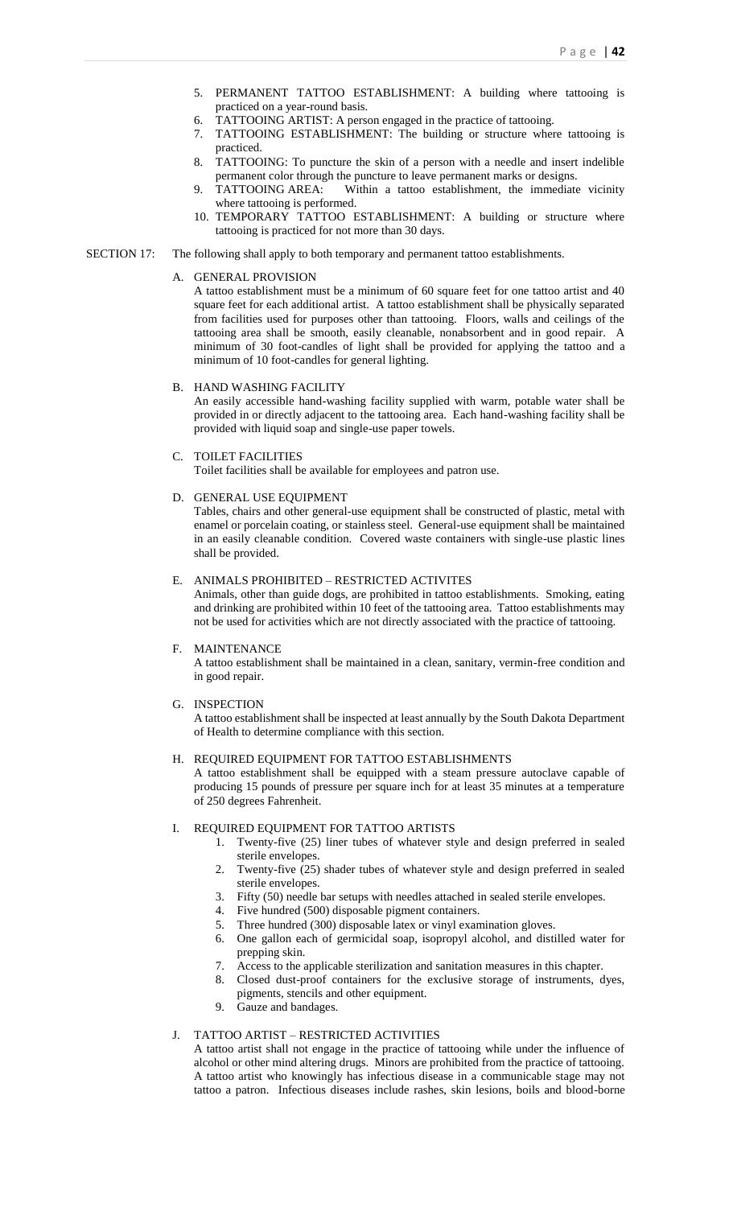5. PERMANENT TATTOO ESTABLISHMENT: A building where tattooing is practiced on a year-round basis.
6. TATTOOING ARTIST: A person engaged in the practice of tattooing.
7. TATTOOING ESTABLISHMENT: The building or structure where tattooing is practiced.
8. TATTOOING: To puncture the skin of a person with a needle and insert indelible permanent color through the puncture to leave permanent marks or designs.
9. TATTOOING AREA: Within a tattoo establishment, the immediate vicinity where tattooing is performed.
10. TEMPORARY TATTOO ESTABLISHMENT: A building or structure where tattooing is practiced for not more than 30 days.

SECTION 17: The following shall apply to both temporary and permanent tattoo establishments.

A. GENERAL PROVISION

A tattoo establishment must be a minimum of 60 square feet for one tattoo artist and 40 square feet for each additional artist. A tattoo establishment shall be physically separated from facilities used for purposes other than tattooing. Floors, walls and ceilings of the tattooing area shall be smooth, easily cleanable, nonabsorbent and in good repair. A minimum of 30 foot-candles of light shall be provided for applying the tattoo and a minimum of 10 foot-candles for general lighting.

B. HAND WASHING FACILITY

An easily accessible hand-washing facility supplied with warm, potable water shall be provided in or directly adjacent to the tattooing area. Each hand-washing facility shall be provided with liquid soap and single-use paper towels.

C. TOILET FACILITIES

Toilet facilities shall be available for employees and patron use.

D. GENERAL USE EQUIPMENT

Tables, chairs and other general-use equipment shall be constructed of plastic, metal with enamel or porcelain coating, or stainless steel. General-use equipment shall be maintained in an easily cleanable condition. Covered waste containers with single-use plastic lines shall be provided.

E. ANIMALS PROHIBITED – RESTRICTED ACTIVITES

Animals, other than guide dogs, are prohibited in tattoo establishments. Smoking, eating and drinking are prohibited within 10 feet of the tattooing area. Tattoo establishments may not be used for activities which are not directly associated with the practice of tattooing.

F. MAINTENANCE

A tattoo establishment shall be maintained in a clean, sanitary, vermin-free condition and in good repair.

G. INSPECTION

A tattoo establishment shall be inspected at least annually by the South Dakota Department of Health to determine compliance with this section.

H. REQUIRED EQUIPMENT FOR TATTOO ESTABLISHMENTS

A tattoo establishment shall be equipped with a steam pressure autoclave capable of producing 15 pounds of pressure per square inch for at least 35 minutes at a temperature of 250 degrees Fahrenheit.

I. REQUIRED EQUIPMENT FOR TATTOO ARTISTS

1. Twenty-five (25) liner tubes of whatever style and design preferred in sealed sterile envelopes.
2. Twenty-five (25) shader tubes of whatever style and design preferred in sealed sterile envelopes.
3. Fifty (50) needle bar setups with needles attached in sealed sterile envelopes.
4. Five hundred (500) disposable pigment containers.
5. Three hundred (300) disposable latex or vinyl examination gloves.
6. One gallon each of germicidal soap, isopropyl alcohol, and distilled water for prepping skin.
7. Access to the applicable sterilization and sanitation measures in this chapter.
8. Closed dust-proof containers for the exclusive storage of instruments, dyes, pigments, stencils and other equipment.
9. Gauze and bandages.

J. TATTOO ARTIST – RESTRICTED ACTIVITIES

A tattoo artist shall not engage in the practice of tattooing while under the influence of alcohol or other mind altering drugs. Minors are prohibited from the practice of tattooing. A tattoo artist who knowingly has infectious disease in a communicable stage may not tattoo a patron. Infectious diseases include rashes, skin lesions, boils and blood-borne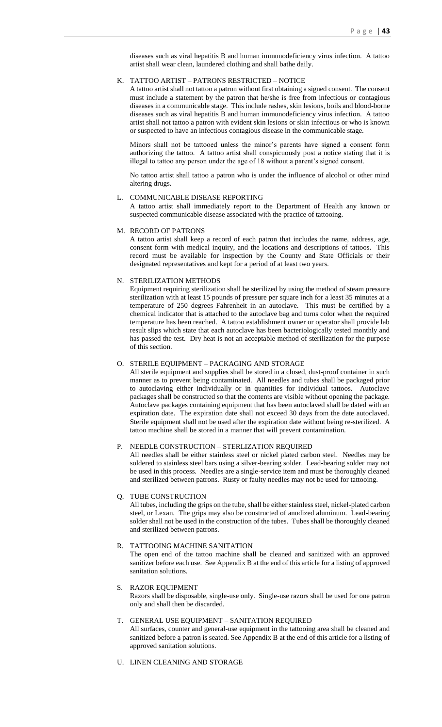diseases such as viral hepatitis B and human immunodeficiency virus infection. A tattoo artist shall wear clean, laundered clothing and shall bathe daily.

K. TATTOO ARTIST – PATRONS RESTRICTED – NOTICE

A tattoo artist shall not tattoo a patron without first obtaining a signed consent. The consent must include a statement by the patron that he/she is free from infectious or contagious diseases in a communicable stage. This include rashes, skin lesions, boils and blood-borne diseases such as viral hepatitis B and human immunodeficiency virus infection. A tattoo artist shall not tattoo a patron with evident skin lesions or skin infectious or who is known or suspected to have an infectious contagious disease in the communicable stage.

Minors shall not be tattooed unless the minor's parents have signed a consent form authorizing the tattoo. A tattoo artist shall conspicuously post a notice stating that it is illegal to tattoo any person under the age of 18 without a parent's signed consent.

No tattoo artist shall tattoo a patron who is under the influence of alcohol or other mind altering drugs.

L. COMMUNICABLE DISEASE REPORTING

A tattoo artist shall immediately report to the Department of Health any known or suspected communicable disease associated with the practice of tattooing.

M. RECORD OF PATRONS

A tattoo artist shall keep a record of each patron that includes the name, address, age, consent form with medical inquiry, and the locations and descriptions of tattoos. This record must be available for inspection by the County and State Officials or their designated representatives and kept for a period of at least two years.

N. STERILIZATION METHODS

Equipment requiring sterilization shall be sterilized by using the method of steam pressure sterilization with at least 15 pounds of pressure per square inch for a least 35 minutes at a temperature of 250 degrees Fahrenheit in an autoclave. This must be certified by a chemical indicator that is attached to the autoclave bag and turns color when the required temperature has been reached. A tattoo establishment owner or operator shall provide lab result slips which state that each autoclave has been bacteriologically tested monthly and has passed the test. Dry heat is not an acceptable method of sterilization for the purpose of this section.

O. STERILE EQUIPMENT – PACKAGING AND STORAGE

All sterile equipment and supplies shall be stored in a closed, dust-proof container in such manner as to prevent being contaminated. All needles and tubes shall be packaged prior to autoclaving either individually or in quantities for individual tattoos. Autoclave packages shall be constructed so that the contents are visible without opening the package. Autoclave packages containing equipment that has been autoclaved shall be dated with an expiration date. The expiration date shall not exceed 30 days from the date autoclaved. Sterile equipment shall not be used after the expiration date without being re-sterilized. A tattoo machine shall be stored in a manner that will prevent contamination.

P. NEEDLE CONSTRUCTION – STERLIZATION REQUIRED

All needles shall be either stainless steel or nickel plated carbon steel. Needles may be soldered to stainless steel bars using a silver-bearing solder. Lead-bearing solder may not be used in this process. Needles are a single-service item and must be thoroughly cleaned and sterilized between patrons. Rusty or faulty needles may not be used for tattooing.

Q. TUBE CONSTRUCTION

All tubes, including the grips on the tube, shall be either stainless steel, nickel-plated carbon steel, or Lexan. The grips may also be constructed of anodized aluminum. Lead-bearing solder shall not be used in the construction of the tubes. Tubes shall be thoroughly cleaned and sterilized between patrons.

R. TATTOOING MACHINE SANITATION

The open end of the tattoo machine shall be cleaned and sanitized with an approved sanitizer before each use. See Appendix B at the end of this article for a listing of approved sanitation solutions.

S. RAZOR EQUIPMENT

Razors shall be disposable, single-use only. Single-use razors shall be used for one patron only and shall then be discarded.

T. GENERAL USE EQUIPMENT – SANITATION REQUIRED

All surfaces, counter and general-use equipment in the tattooing area shall be cleaned and sanitized before a patron is seated. See Appendix B at the end of this article for a listing of approved sanitation solutions.

U. LINEN CLEANING AND STORAGE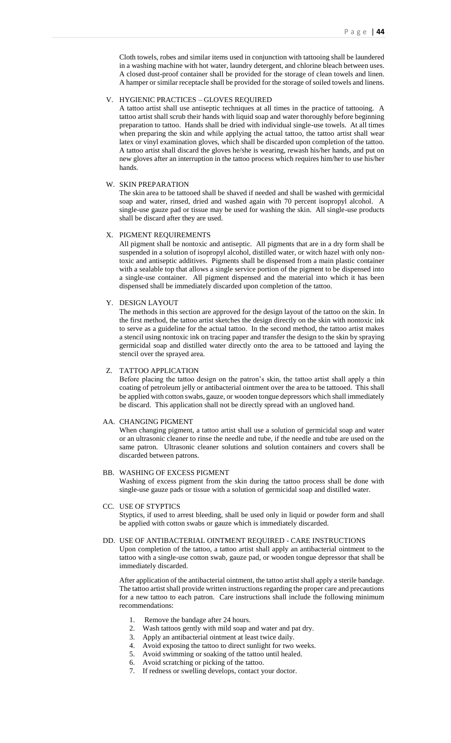Cloth towels, robes and similar items used in conjunction with tattooing shall be laundered in a washing machine with hot water, laundry detergent, and chlorine bleach between uses. A closed dust-proof container shall be provided for the storage of clean towels and linen. A hamper or similar receptacle shall be provided for the storage of soiled towels and linens.

V. HYGIENIC PRACTICES – GLOVES REQUIRED

A tattoo artist shall use antiseptic techniques at all times in the practice of tattooing. A tattoo artist shall scrub their hands with liquid soap and water thoroughly before beginning preparation to tattoo. Hands shall be dried with individual single-use towels. At all times when preparing the skin and while applying the actual tattoo, the tattoo artist shall wear latex or vinyl examination gloves, which shall be discarded upon completion of the tattoo. A tattoo artist shall discard the gloves he/she is wearing, rewash his/her hands, and put on new gloves after an interruption in the tattoo process which requires him/her to use his/her hands.

W. SKIN PREPARATION

The skin area to be tattooed shall be shaved if needed and shall be washed with germicidal soap and water, rinsed, dried and washed again with 70 percent isopropyl alcohol. A single-use gauze pad or tissue may be used for washing the skin. All single-use products shall be discard after they are used.

X. PIGMENT REQUIREMENTS

All pigment shall be nontoxic and antiseptic. All pigments that are in a dry form shall be suspended in a solution of isopropyl alcohol, distilled water, or witch hazel with only non-toxic and antiseptic additives. Pigments shall be dispensed from a main plastic container with a sealable top that allows a single service portion of the pigment to be dispensed into a single-use container. All pigment dispensed and the material into which it has been dispensed shall be immediately discarded upon completion of the tattoo.

Y. DESIGN LAYOUT

The methods in this section are approved for the design layout of the tattoo on the skin. In the first method, the tattoo artist sketches the design directly on the skin with nontoxic ink to serve as a guideline for the actual tattoo. In the second method, the tattoo artist makes a stencil using nontoxic ink on tracing paper and transfer the design to the skin by spraying germicidal soap and distilled water directly onto the area to be tattooed and laying the stencil over the sprayed area.

Z. TATTOO APPLICATION

Before placing the tattoo design on the patron's skin, the tattoo artist shall apply a thin coating of petroleum jelly or antibacterial ointment over the area to be tattooed. This shall be applied with cotton swabs, gauze, or wooden tongue depressors which shall immediately be discard. This application shall not be directly spread with an ungloved hand.

AA. CHANGING PIGMENT

When changing pigment, a tattoo artist shall use a solution of germicidal soap and water or an ultrasonic cleaner to rinse the needle and tube, if the needle and tube are used on the same patron. Ultrasonic cleaner solutions and solution containers and covers shall be discarded between patrons.

BB. WASHING OF EXCESS PIGMENT

Washing of excess pigment from the skin during the tattoo process shall be done with single-use gauze pads or tissue with a solution of germicidal soap and distilled water.

CC. USE OF STYPTICS

Styptics, if used to arrest bleeding, shall be used only in liquid or powder form and shall be applied with cotton swabs or gauze which is immediately discarded.

DD. USE OF ANTIBACTERIAL OINTMENT REQUIRED - CARE INSTRUCTIONS

Upon completion of the tattoo, a tattoo artist shall apply an antibacterial ointment to the tattoo with a single-use cotton swab, gauze pad, or wooden tongue depressor that shall be immediately discarded.

After application of the antibacterial ointment, the tattoo artist shall apply a sterile bandage. The tattoo artist shall provide written instructions regarding the proper care and precautions for a new tattoo to each patron. Care instructions shall include the following minimum recommendations:

1. Remove the bandage after 24 hours.
2. Wash tattoos gently with mild soap and water and pat dry.
3. Apply an antibacterial ointment at least twice daily.
4. Avoid exposing the tattoo to direct sunlight for two weeks.
5. Avoid swimming or soaking of the tattoo until healed.
6. Avoid scratching or picking of the tattoo.
7. If redness or swelling develops, contact your doctor.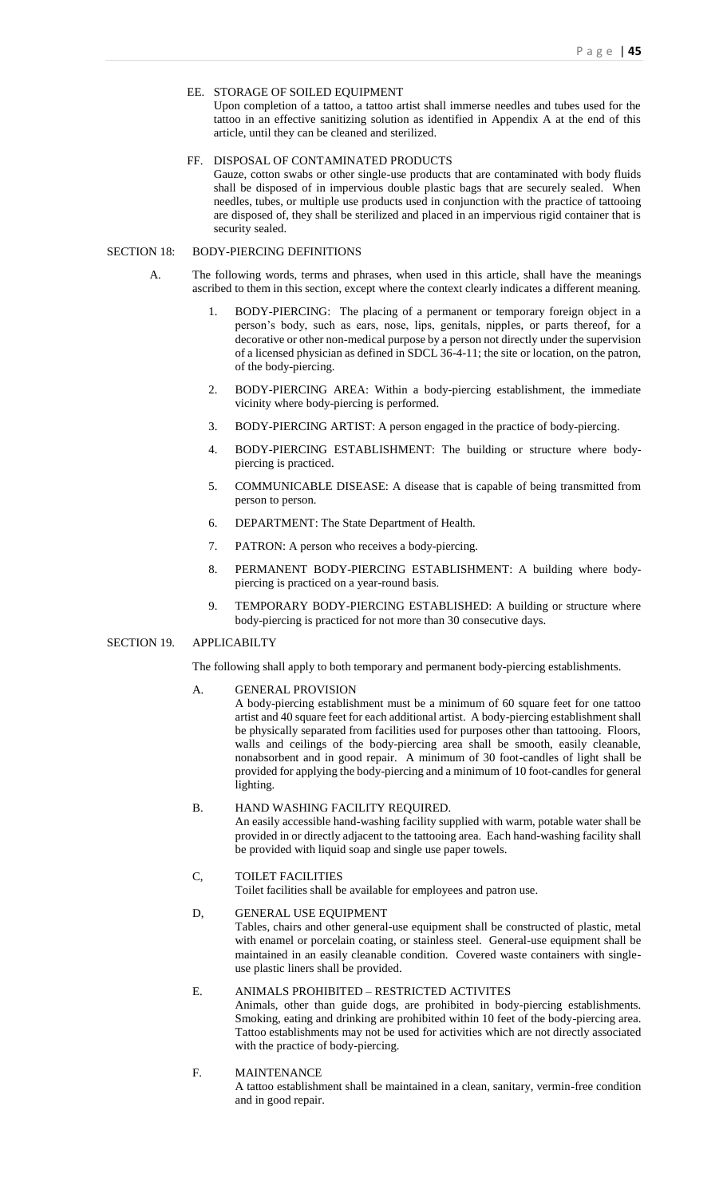EE. STORAGE OF SOILED EQUIPMENT

Upon completion of a tattoo, a tattoo artist shall immerse needles and tubes used for the tattoo in an effective sanitizing solution as identified in Appendix A at the end of this article, until they can be cleaned and sterilized.

FF. DISPOSAL OF CONTAMINATED PRODUCTS

Gauze, cotton swabs or other single-use products that are contaminated with body fluids shall be disposed of in impervious double plastic bags that are securely sealed. When needles, tubes, or multiple use products used in conjunction with the practice of tattooing are disposed of, they shall be sterilized and placed in an impervious rigid container that is security sealed.

## SECTION 18: BODY-PIERCING DEFINITIONS

A. The following words, terms and phrases, when used in this article, shall have the meanings ascribed to them in this section, except where the context clearly indicates a different meaning.

1. BODY-PIERCING: The placing of a permanent or temporary foreign object in a person's body, such as ears, nose, lips, genitals, nipples, or parts thereof, for a decorative or other non-medical purpose by a person not directly under the supervision of a licensed physician as defined in SDCL 36-4-11; the site or location, on the patron, of the body-piercing.
2. BODY-PIERCING AREA: Within a body-piercing establishment, the immediate vicinity where body-piercing is performed.
3. BODY-PIERCING ARTIST: A person engaged in the practice of body-piercing.
4. BODY-PIERCING ESTABLISHMENT: The building or structure where body-piercing is practiced.
5. COMMUNICABLE DISEASE: A disease that is capable of being transmitted from person to person.
6. DEPARTMENT: The State Department of Health.
7. PATRON: A person who receives a body-piercing.
8. PERMANENT BODY-PIERCING ESTABLISHMENT: A building where body-piercing is practiced on a year-round basis.
9. TEMPORARY BODY-PIERCING ESTABLISHED: A building or structure where body-piercing is practiced for not more than 30 consecutive days.

## SECTION 19. APPLICABILTY

The following shall apply to both temporary and permanent body-piercing establishments.

A. GENERAL PROVISION

A body-piercing establishment must be a minimum of 60 square feet for one tattoo artist and 40 square feet for each additional artist. A body-piercing establishment shall be physically separated from facilities used for purposes other than tattooing. Floors, walls and ceilings of the body-piercing area shall be smooth, easily cleanable, nonabsorbent and in good repair. A minimum of 30 foot-candles of light shall be provided for applying the body-piercing and a minimum of 10 foot-candles for general lighting.

B. HAND WASHING FACILITY REQUIRED.

An easily accessible hand-washing facility supplied with warm, potable water shall be provided in or directly adjacent to the tattooing area. Each hand-washing facility shall be provided with liquid soap and single use paper towels.

C, TOILET FACILITIES

Toilet facilities shall be available for employees and patron use.

D, GENERAL USE EQUIPMENT

Tables, chairs and other general-use equipment shall be constructed of plastic, metal with enamel or porcelain coating, or stainless steel. General-use equipment shall be maintained in an easily cleanable condition. Covered waste containers with single-use plastic liners shall be provided.

E. ANIMALS PROHIBITED – RESTRICTED ACTIVITES

Animals, other than guide dogs, are prohibited in body-piercing establishments. Smoking, eating and drinking are prohibited within 10 feet of the body-piercing area. Tattoo establishments may not be used for activities which are not directly associated with the practice of body-piercing.

F. MAINTENANCE

A tattoo establishment shall be maintained in a clean, sanitary, vermin-free condition and in good repair.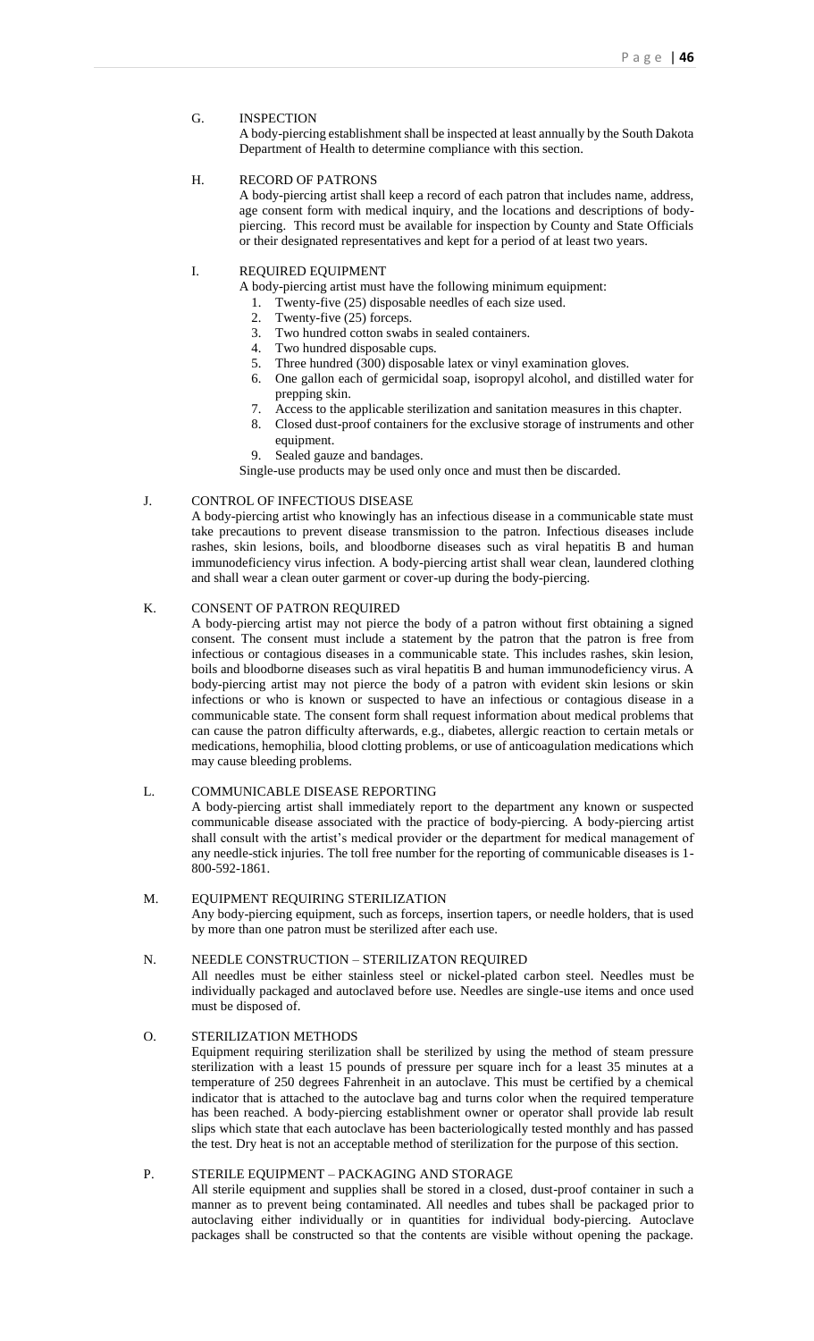G. INSPECTION

A body-piercing establishment shall be inspected at least annually by the South Dakota Department of Health to determine compliance with this section.

H. RECORD OF PATRONS

A body-piercing artist shall keep a record of each patron that includes name, address, age consent form with medical inquiry, and the locations and descriptions of body-piercing. This record must be available for inspection by County and State Officials or their designated representatives and kept for a period of at least two years.

I. REQUIRED EQUIPMENT

A body-piercing artist must have the following minimum equipment:

1. Twenty-five (25) disposable needles of each size used.
2. Twenty-five (25) forceps.
3. Two hundred cotton swabs in sealed containers.
4. Two hundred disposable cups.
5. Three hundred (300) disposable latex or vinyl examination gloves.
6. One gallon each of germicidal soap, isopropyl alcohol, and distilled water for prepping skin.
7. Access to the applicable sterilization and sanitation measures in this chapter.
8. Closed dust-proof containers for the exclusive storage of instruments and other equipment.
9. Sealed gauze and bandages.

Single-use products may be used only once and must then be discarded.

J. CONTROL OF INFECTIOUS DISEASE

A body-piercing artist who knowingly has an infectious disease in a communicable state must take precautions to prevent disease transmission to the patron. Infectious diseases include rashes, skin lesions, boils, and bloodborne diseases such as viral hepatitis B and human immunodeficiency virus infection. A body-piercing artist shall wear clean, laundered clothing and shall wear a clean outer garment or cover-up during the body-piercing.

K. CONSENT OF PATRON REQUIRED

A body-piercing artist may not pierce the body of a patron without first obtaining a signed consent. The consent must include a statement by the patron that the patron is free from infectious or contagious diseases in a communicable state. This includes rashes, skin lesion, boils and bloodborne diseases such as viral hepatitis B and human immunodeficiency virus. A body-piercing artist may not pierce the body of a patron with evident skin lesions or skin infections or who is known or suspected to have an infectious or contagious disease in a communicable state. The consent form shall request information about medical problems that can cause the patron difficulty afterwards, e.g., diabetes, allergic reaction to certain metals or medications, hemophilia, blood clotting problems, or use of anticoagulation medications which may cause bleeding problems.

L. COMMUNICABLE DISEASE REPORTING

A body-piercing artist shall immediately report to the department any known or suspected communicable disease associated with the practice of body-piercing. A body-piercing artist shall consult with the artist's medical provider or the department for medical management of any needle-stick injuries. The toll free number for the reporting of communicable diseases is 1-800-592-1861.

M. EQUIPMENT REQUIRING STERILIZATION

Any body-piercing equipment, such as forceps, insertion tapers, or needle holders, that is used by more than one patron must be sterilized after each use.

N. NEEDLE CONSTRUCTION – STERILIZATON REQUIRED

All needles must be either stainless steel or nickel-plated carbon steel. Needles must be individually packaged and autoclaved before use. Needles are single-use items and once used must be disposed of.

O. STERILIZATION METHODS

Equipment requiring sterilization shall be sterilized by using the method of steam pressure sterilization with a least 15 pounds of pressure per square inch for a least 35 minutes at a temperature of 250 degrees Fahrenheit in an autoclave. This must be certified by a chemical indicator that is attached to the autoclave bag and turns color when the required temperature has been reached. A body-piercing establishment owner or operator shall provide lab result slips which state that each autoclave has been bacteriologically tested monthly and has passed the test. Dry heat is not an acceptable method of sterilization for the purpose of this section.

P. STERILE EQUIPMENT – PACKAGING AND STORAGE

All sterile equipment and supplies shall be stored in a closed, dust-proof container in such a manner as to prevent being contaminated. All needles and tubes shall be packaged prior to autoclaving either individually or in quantities for individual body-piercing. Autoclave packages shall be constructed so that the contents are visible without opening the package.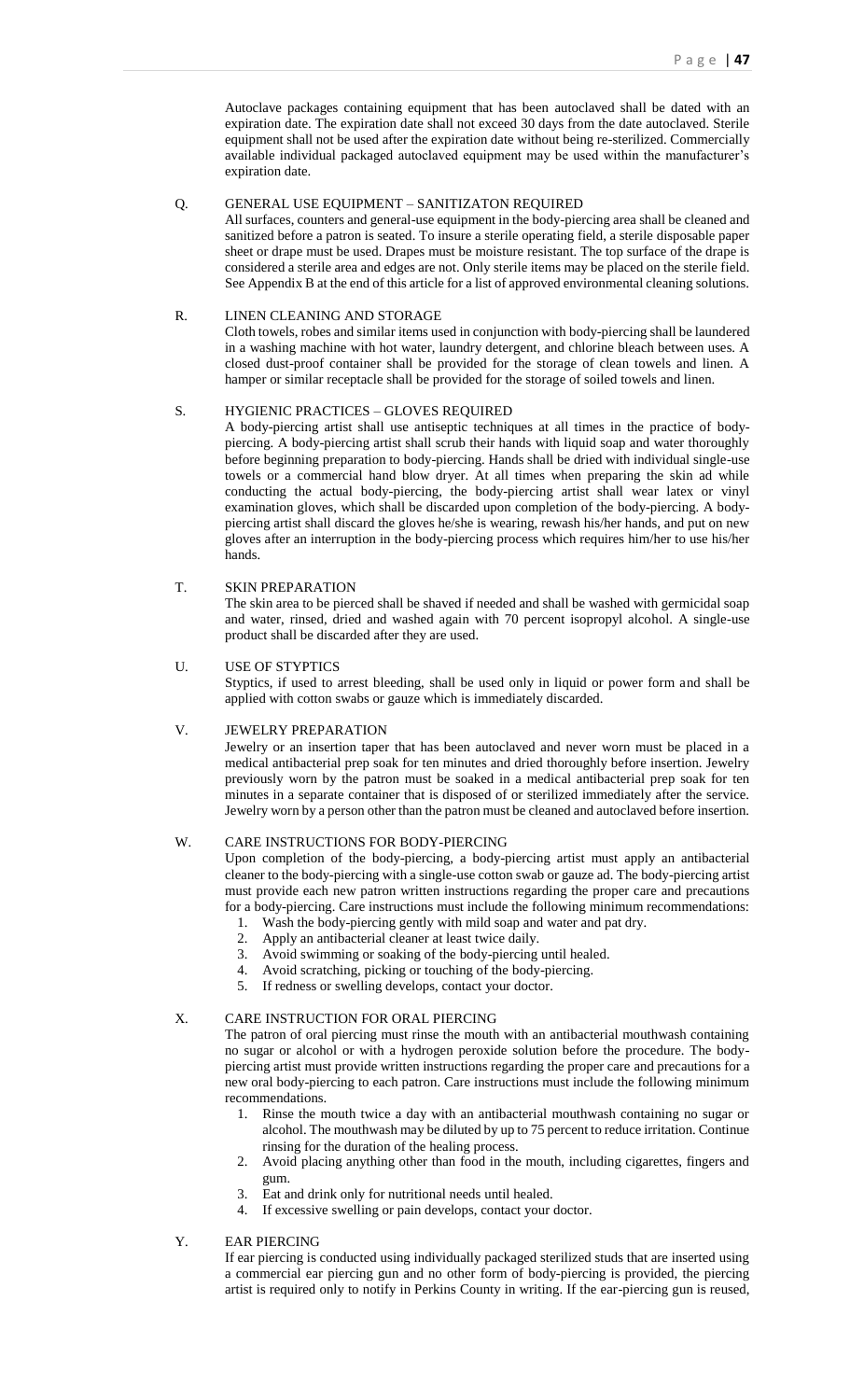Autoclave packages containing equipment that has been autoclaved shall be dated with an expiration date. The expiration date shall not exceed 30 days from the date autoclaved. Sterile equipment shall not be used after the expiration date without being re-sterilized. Commercially available individual packaged autoclaved equipment may be used within the manufacturer's expiration date.

Q. GENERAL USE EQUIPMENT – SANITIZATON REQUIRED

All surfaces, counters and general-use equipment in the body-piercing area shall be cleaned and sanitized before a patron is seated. To insure a sterile operating field, a sterile disposable paper sheet or drape must be used. Drapes must be moisture resistant. The top surface of the drape is considered a sterile area and edges are not. Only sterile items may be placed on the sterile field. See Appendix B at the end of this article for a list of approved environmental cleaning solutions.

R. LINEN CLEANING AND STORAGE

Cloth towels, robes and similar items used in conjunction with body-piercing shall be laundered in a washing machine with hot water, laundry detergent, and chlorine bleach between uses. A closed dust-proof container shall be provided for the storage of clean towels and linen. A hamper or similar receptacle shall be provided for the storage of soiled towels and linen.

S. HYGIENIC PRACTICES – GLOVES REQUIRED

A body-piercing artist shall use antiseptic techniques at all times in the practice of body-piercing. A body-piercing artist shall scrub their hands with liquid soap and water thoroughly before beginning preparation to body-piercing. Hands shall be dried with individual single-use towels or a commercial hand blow dryer. At all times when preparing the skin ad while conducting the actual body-piercing, the body-piercing artist shall wear latex or vinyl examination gloves, which shall be discarded upon completion of the body-piercing. A body-piercing artist shall discard the gloves he/she is wearing, rewash his/her hands, and put on new gloves after an interruption in the body-piercing process which requires him/her to use his/her hands.

T. SKIN PREPARATION

The skin area to be pierced shall be shaved if needed and shall be washed with germicidal soap and water, rinsed, dried and washed again with 70 percent isopropyl alcohol. A single-use product shall be discarded after they are used.

U. USE OF STYPTICS

Styptics, if used to arrest bleeding, shall be used only in liquid or power form and shall be applied with cotton swabs or gauze which is immediately discarded.

V. JEWELRY PREPARATION

Jewelry or an insertion taper that has been autoclaved and never worn must be placed in a medical antibacterial prep soak for ten minutes and dried thoroughly before insertion. Jewelry previously worn by the patron must be soaked in a medical antibacterial prep soak for ten minutes in a separate container that is disposed of or sterilized immediately after the service. Jewelry worn by a person other than the patron must be cleaned and autoclaved before insertion.

W. CARE INSTRUCTIONS FOR BODY-PIERCING

Upon completion of the body-piercing, a body-piercing artist must apply an antibacterial cleaner to the body-piercing with a single-use cotton swab or gauze ad. The body-piercing artist must provide each new patron written instructions regarding the proper care and precautions for a body-piercing. Care instructions must include the following minimum recommendations:

1. Wash the body-piercing gently with mild soap and water and pat dry.
2. Apply an antibacterial cleaner at least twice daily.
3. Avoid swimming or soaking of the body-piercing until healed.
4. Avoid scratching, picking or touching of the body-piercing.
5. If redness or swelling develops, contact your doctor.

X. CARE INSTRUCTION FOR ORAL PIERCING

The patron of oral piercing must rinse the mouth with an antibacterial mouthwash containing no sugar or alcohol or with a hydrogen peroxide solution before the procedure. The body-piercing artist must provide written instructions regarding the proper care and precautions for a new oral body-piercing to each patron. Care instructions must include the following minimum recommendations.

1. Rinse the mouth twice a day with an antibacterial mouthwash containing no sugar or alcohol. The mouthwash may be diluted by up to 75 percent to reduce irritation. Continue rinsing for the duration of the healing process.
2. Avoid placing anything other than food in the mouth, including cigarettes, fingers and gum.
3. Eat and drink only for nutritional needs until healed.
4. If excessive swelling or pain develops, contact your doctor.

Y. EAR PIERCING

If ear piercing is conducted using individually packaged sterilized studs that are inserted using a commercial ear piercing gun and no other form of body-piercing is provided, the piercing artist is required only to notify in Perkins County in writing. If the ear-piercing gun is reused,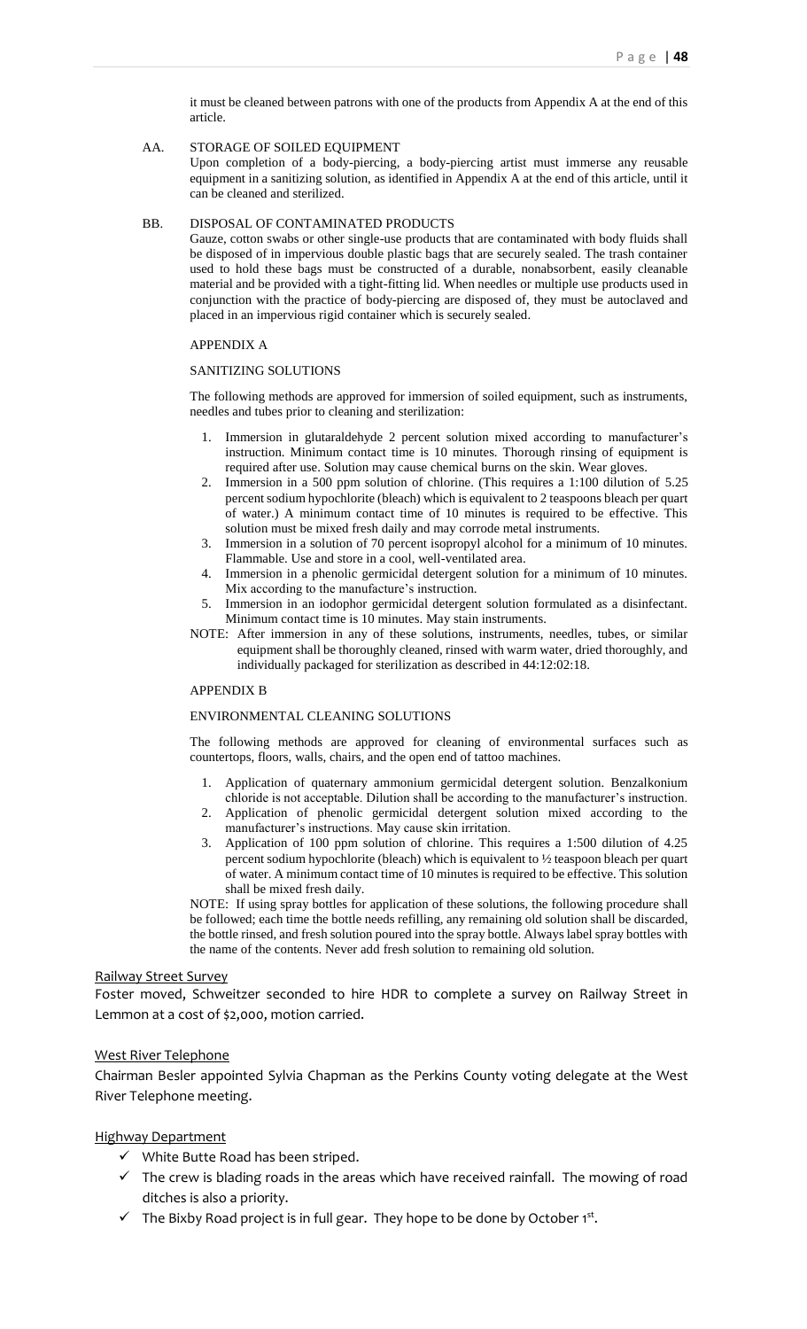it must be cleaned between patrons with one of the products from Appendix A at the end of this article.

AA. STORAGE OF SOILED EQUIPMENT

Upon completion of a body-piercing, a body-piercing artist must immerse any reusable equipment in a sanitizing solution, as identified in Appendix A at the end of this article, until it can be cleaned and sterilized.

BB. DISPOSAL OF CONTAMINATED PRODUCTS

Gauze, cotton swabs or other single-use products that are contaminated with body fluids shall be disposed of in impervious double plastic bags that are securely sealed. The trash container used to hold these bags must be constructed of a durable, nonabsorbent, easily cleanable material and be provided with a tight-fitting lid. When needles or multiple use products used in conjunction with the practice of body-piercing are disposed of, they must be autoclaved and placed in an impervious rigid container which is securely sealed.

APPENDIX A

SANITIZING SOLUTIONS

The following methods are approved for immersion of soiled equipment, such as instruments, needles and tubes prior to cleaning and sterilization:

1. Immersion in glutaraldehyde 2 percent solution mixed according to manufacturer's instruction. Minimum contact time is 10 minutes. Thorough rinsing of equipment is required after use. Solution may cause chemical burns on the skin. Wear gloves.
2. Immersion in a 500 ppm solution of chlorine. (This requires a 1:100 dilution of 5.25 percent sodium hypochlorite (bleach) which is equivalent to 2 teaspoons bleach per quart of water.) A minimum contact time of 10 minutes is required to be effective. This solution must be mixed fresh daily and may corrode metal instruments.
3. Immersion in a solution of 70 percent isopropyl alcohol for a minimum of 10 minutes. Flammable. Use and store in a cool, well-ventilated area.
4. Immersion in a phenolic germicidal detergent solution for a minimum of 10 minutes. Mix according to the manufacture's instruction.
5. Immersion in an iodophor germicidal detergent solution formulated as a disinfectant. Minimum contact time is 10 minutes. May stain instruments.

NOTE: After immersion in any of these solutions, instruments, needles, tubes, or similar equipment shall be thoroughly cleaned, rinsed with warm water, dried thoroughly, and individually packaged for sterilization as described in 44:12:02:18.

APPENDIX B

ENVIRONMENTAL CLEANING SOLUTIONS

The following methods are approved for cleaning of environmental surfaces such as countertops, floors, walls, chairs, and the open end of tattoo machines.

1. Application of quaternary ammonium germicidal detergent solution. Benzalkonium chloride is not acceptable. Dilution shall be according to the manufacturer's instruction.
2. Application of phenolic germicidal detergent solution mixed according to the manufacturer's instructions. May cause skin irritation.
3. Application of 100 ppm solution of chlorine. This requires a 1:500 dilution of 4.25 percent sodium hypochlorite (bleach) which is equivalent to ½ teaspoon bleach per quart of water. A minimum contact time of 10 minutes is required to be effective. This solution shall be mixed fresh daily.

NOTE: If using spray bottles for application of these solutions, the following procedure shall be followed; each time the bottle needs refilling, any remaining old solution shall be discarded, the bottle rinsed, and fresh solution poured into the spray bottle. Always label spray bottles with the name of the contents. Never add fresh solution to remaining old solution.

Railway Street Survey

Foster moved, Schweitzer seconded to hire HDR to complete a survey on Railway Street in Lemmon at a cost of $2,000, motion carried.

West River Telephone

Chairman Besler appointed Sylvia Chapman as the Perkins County voting delegate at the West River Telephone meeting.

Highway Department

- ✓ White Butte Road has been striped.
- ✓ The crew is blading roads in the areas which have received rainfall. The mowing of road ditches is also a priority.
- ✓ The Bixby Road project is in full gear. They hope to be done by October 1st.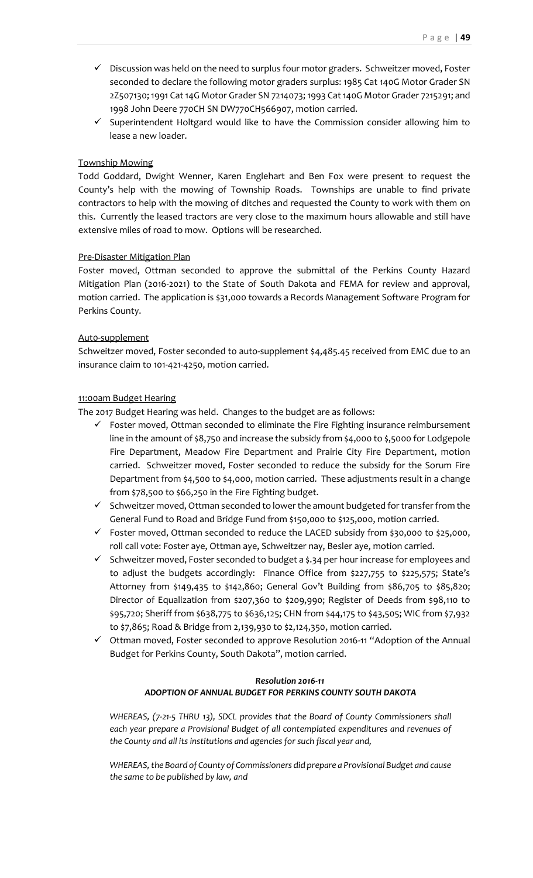- ✓ Discussion was held on the need to surplus four motor graders. Schweitzer moved, Foster seconded to declare the following motor graders surplus: 1985 Cat 140G Motor Grader SN 2Z507130; 1991 Cat 14G Motor Grader SN 7214073; 1993 Cat 140G Motor Grader 7215291; and 1998 John Deere 770CH SN DW770CH566907, motion carried.
- ✓ Superintendent Holtgard would like to have the Commission consider allowing him to lease a new loader.

Township Mowing

Todd Goddard, Dwight Wenner, Karen Englehart and Ben Fox were present to request the County's help with the mowing of Township Roads. Townships are unable to find private contractors to help with the mowing of ditches and requested the County to work with them on this. Currently the leased tractors are very close to the maximum hours allowable and still have extensive miles of road to mow. Options will be researched.

Pre-Disaster Mitigation Plan

Foster moved, Ottman seconded to approve the submittal of the Perkins County Hazard Mitigation Plan (2016-2021) to the State of South Dakota and FEMA for review and approval, motion carried. The application is $31,000 towards a Records Management Software Program for Perkins County.

Auto-supplement

Schweitzer moved, Foster seconded to auto-supplement $4,485.45 received from EMC due to an insurance claim to 101-421-4250, motion carried.

11:00am Budget Hearing

The 2017 Budget Hearing was held. Changes to the budget are as follows:

- ✓ Foster moved, Ottman seconded to eliminate the Fire Fighting insurance reimbursement line in the amount of $8,750 and increase the subsidy from $4,000 to $,5000 for Lodgepole Fire Department, Meadow Fire Department and Prairie City Fire Department, motion carried. Schweitzer moved, Foster seconded to reduce the subsidy for the Sorum Fire Department from $4,500 to $4,000, motion carried. These adjustments result in a change from $78,500 to $66,250 in the Fire Fighting budget.
- ✓ Schweitzer moved, Ottman seconded to lower the amount budgeted for transfer from the General Fund to Road and Bridge Fund from $150,000 to $125,000, motion carried.
- ✓ Foster moved, Ottman seconded to reduce the LACED subsidy from $30,000 to $25,000, roll call vote: Foster aye, Ottman aye, Schweitzer nay, Besler aye, motion carried.
- ✓ Schweitzer moved, Foster seconded to budget a $.34 per hour increase for employees and to adjust the budgets accordingly: Finance Office from $227,755 to $225,575; State's Attorney from $149,435 to $142,860; General Gov't Building from $86,705 to $85,820; Director of Equalization from $207,360 to $209,990; Register of Deeds from $98,110 to $95,720; Sheriff from $638,775 to $636,125; CHN from $44,175 to $43,505; WIC from $7,932 to $7,865; Road & Bridge from 2,139,930 to $2,124,350, motion carried.
- ✓ Ottman moved, Foster seconded to approve Resolution 2016-11 "Adoption of the Annual Budget for Perkins County, South Dakota", motion carried.

***Resolution 2016-11***

***ADOPTION OF ANNUAL BUDGET FOR PERKINS COUNTY SOUTH DAKOTA***

*WHEREAS, (7-21-5 THRU 13), SDCL provides that the Board of County Commissioners shall each year prepare a Provisional Budget of all contemplated expenditures and revenues of the County and all its institutions and agencies for such fiscal year and,*

*WHEREAS, the Board of County of Commissioners did prepare a Provisional Budget and cause the same to be published by law, and*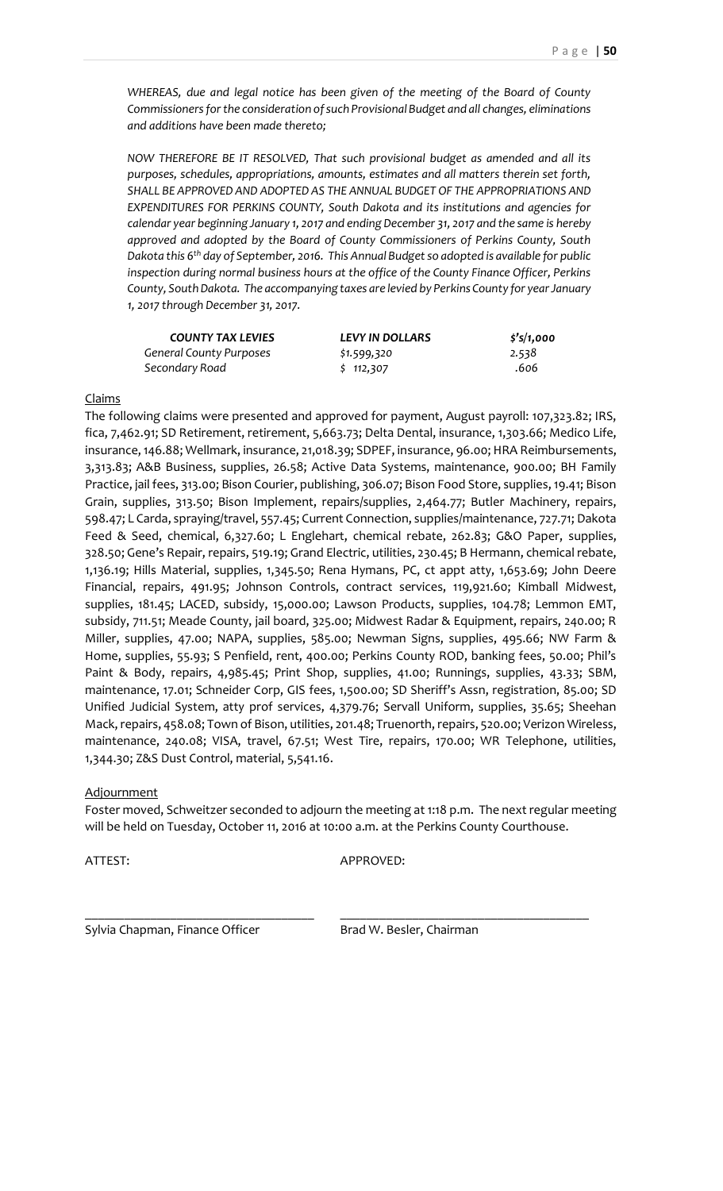*WHEREAS, due and legal notice has been given of the meeting of the Board of County Commissioners for the consideration of such Provisional Budget and all changes, eliminations and additions have been made thereto;*

*NOW THEREFORE BE IT RESOLVED, That such provisional budget as amended and all its purposes, schedules, appropriations, amounts, estimates and all matters therein set forth, SHALL BE APPROVED AND ADOPTED AS THE ANNUAL BUDGET OF THE APPROPRIATIONS AND EXPENDITURES FOR PERKINS COUNTY, South Dakota and its institutions and agencies for calendar year beginning January 1, 2017 and ending December 31, 2017 and the same is hereby approved and adopted by the Board of County Commissioners of Perkins County, South Dakota this 6th day of September, 2016. This Annual Budget so adopted is available for public inspection during normal business hours at the office of the County Finance Officer, Perkins County, South Dakota. The accompanying taxes are levied by Perkins County for year January 1, 2017 through December 31, 2017.*

| *COUNTY TAX LEVIES* | *LEVY IN DOLLARS* | *$'s/1,000* |
|---|---|---|
| *General County Purposes* | *$1.599,320* | *2.538* |
| *Secondary Road* | *$ 112,307* | *.606* |

Claims

The following claims were presented and approved for payment, August payroll: 107,323.82; IRS, fica, 7,462.91; SD Retirement, retirement, 5,663.73; Delta Dental, insurance, 1,303.66; Medico Life, insurance, 146.88; Wellmark, insurance, 21,018.39; SDPEF, insurance, 96.00; HRA Reimbursements, 3,313.83; A&B Business, supplies, 26.58; Active Data Systems, maintenance, 900.00; BH Family Practice, jail fees, 313.00; Bison Courier, publishing, 306.07; Bison Food Store, supplies, 19.41; Bison Grain, supplies, 313.50; Bison Implement, repairs/supplies, 2,464.77; Butler Machinery, repairs, 598.47; L Carda, spraying/travel, 557.45; Current Connection, supplies/maintenance, 727.71; Dakota Feed & Seed, chemical, 6,327.60; L Englehart, chemical rebate, 262.83; G&O Paper, supplies, 328.50; Gene's Repair, repairs, 519.19; Grand Electric, utilities, 230.45; B Hermann, chemical rebate, 1,136.19; Hills Material, supplies, 1,345.50; Rena Hymans, PC, ct appt atty, 1,653.69; John Deere Financial, repairs, 491.95; Johnson Controls, contract services, 119,921.60; Kimball Midwest, supplies, 181.45; LACED, subsidy, 15,000.00; Lawson Products, supplies, 104.78; Lemmon EMT, subsidy, 711.51; Meade County, jail board, 325.00; Midwest Radar & Equipment, repairs, 240.00; R Miller, supplies, 47.00; NAPA, supplies, 585.00; Newman Signs, supplies, 495.66; NW Farm & Home, supplies, 55.93; S Penfield, rent, 400.00; Perkins County ROD, banking fees, 50.00; Phil's Paint & Body, repairs, 4,985.45; Print Shop, supplies, 41.00; Runnings, supplies, 43.33; SBM, maintenance, 17.01; Schneider Corp, GIS fees, 1,500.00; SD Sheriff's Assn, registration, 85.00; SD Unified Judicial System, atty prof services, 4,379.76; Servall Uniform, supplies, 35.65; Sheehan Mack, repairs, 458.08; Town of Bison, utilities, 201.48; Truenorth, repairs, 520.00; Verizon Wireless, maintenance, 240.08; VISA, travel, 67.51; West Tire, repairs, 170.00; WR Telephone, utilities, 1,344.30; Z&S Dust Control, material, 5,541.16.

Adjournment

Foster moved, Schweitzer seconded to adjourn the meeting at 1:18 p.m. The next regular meeting will be held on Tuesday, October 11, 2016 at 10:00 a.m. at the Perkins County Courthouse.

ATTEST: APPROVED:

\_\_\_\_\_\_\_\_\_\_\_\_\_\_\_\_\_\_\_\_\_\_\_\_\_\_\_\_\_\_\_\_\_\_\_ \_\_\_\_\_\_\_\_\_\_\_\_\_\_\_\_\_\_\_\_\_\_\_\_\_\_\_\_\_\_\_\_\_\_\_\_\_\_

Sylvia Chapman, Finance Officer Brad W. Besler, Chairman